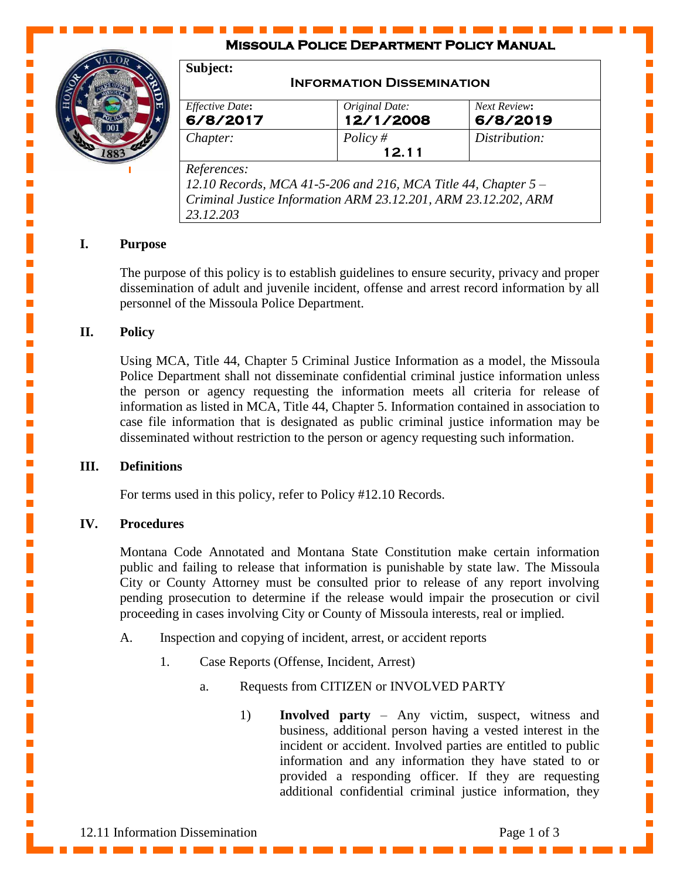# Missoula Police Department Policy Manual

| Subject: **Information Dissemination** | | |
|---|---|---|
| *Effective Date:* **6/8/2017** | *Original Date:* **12/1/2008** | *Next Review:* **6/8/2019** |
| *Chapter:* | *Policy #* **12.11** | *Distribution:* |
| *References:* *12.10 Records, MCA 41-5-206 and 216, MCA Title 44, Chapter 5 – Criminal Justice Information ARM 23.12.201, ARM 23.12.202, ARM 23.12.203* | | |

## I. Purpose

The purpose of this policy is to establish guidelines to ensure security, privacy and proper dissemination of adult and juvenile incident, offense and arrest record information by all personnel of the Missoula Police Department.

## II. Policy

Using MCA, Title 44, Chapter 5 Criminal Justice Information as a model, the Missoula Police Department shall not disseminate confidential criminal justice information unless the person or agency requesting the information meets all criteria for release of information as listed in MCA, Title 44, Chapter 5. Information contained in association to case file information that is designated as public criminal justice information may be disseminated without restriction to the person or agency requesting such information.

## III. Definitions

For terms used in this policy, refer to Policy #12.10 Records.

## IV. Procedures

Montana Code Annotated and Montana State Constitution make certain information public and failing to release that information is punishable by state law. The Missoula City or County Attorney must be consulted prior to release of any report involving pending prosecution to determine if the release would impair the prosecution or civil proceeding in cases involving City or County of Missoula interests, real or implied.

A. Inspection and copying of incident, arrest, or accident reports

1. Case Reports (Offense, Incident, Arrest)

a. Requests from CITIZEN or INVOLVED PARTY

1) **Involved party** – Any victim, suspect, witness and business, additional person having a vested interest in the incident or accident. Involved parties are entitled to public information and any information they have stated to or provided a responding officer. If they are requesting additional confidential criminal justice information, they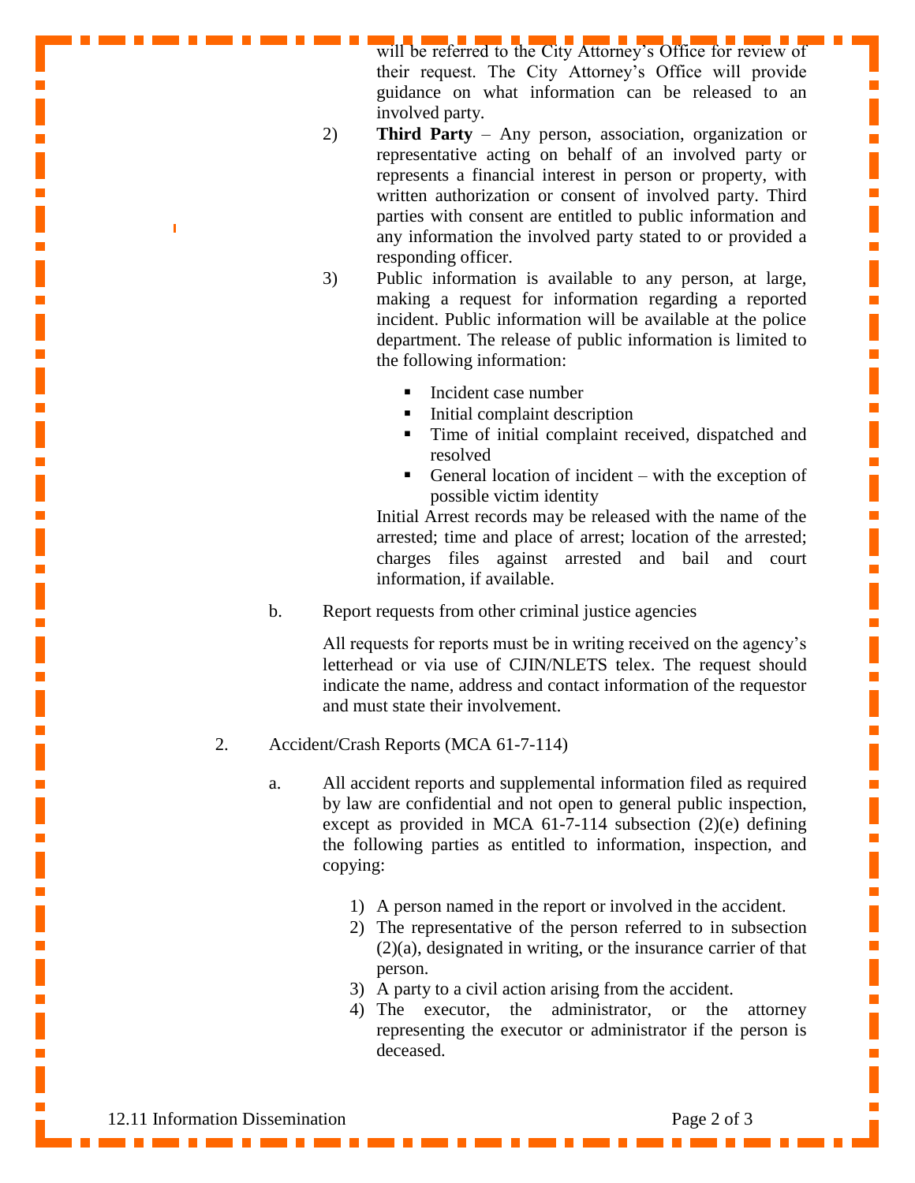will be referred to the City Attorney's Office for review of their request. The City Attorney's Office will provide guidance on what information can be released to an involved party.

2) **Third Party** – Any person, association, organization or representative acting on behalf of an involved party or represents a financial interest in person or property, with written authorization or consent of involved party. Third parties with consent are entitled to public information and any information the involved party stated to or provided a responding officer.

3) Public information is available to any person, at large, making a request for information regarding a reported incident. Public information will be available at the police department. The release of public information is limited to the following information:

   - Incident case number
   - Initial complaint description
   - Time of initial complaint received, dispatched and resolved
   - General location of incident – with the exception of possible victim identity

   Initial Arrest records may be released with the name of the arrested; time and place of arrest; location of the arrested; charges files against arrested and bail and court information, if available.

b. Report requests from other criminal justice agencies

All requests for reports must be in writing received on the agency's letterhead or via use of CJIN/NLETS telex. The request should indicate the name, address and contact information of the requestor and must state their involvement.

2. Accident/Crash Reports (MCA 61-7-114)

a. All accident reports and supplemental information filed as required by law are confidential and not open to general public inspection, except as provided in MCA 61-7-114 subsection (2)(e) defining the following parties as entitled to information, inspection, and copying:

1) A person named in the report or involved in the accident.
2) The representative of the person referred to in subsection (2)(a), designated in writing, or the insurance carrier of that person.
3) A party to a civil action arising from the accident.
4) The executor, the administrator, or the attorney representing the executor or administrator if the person is deceased.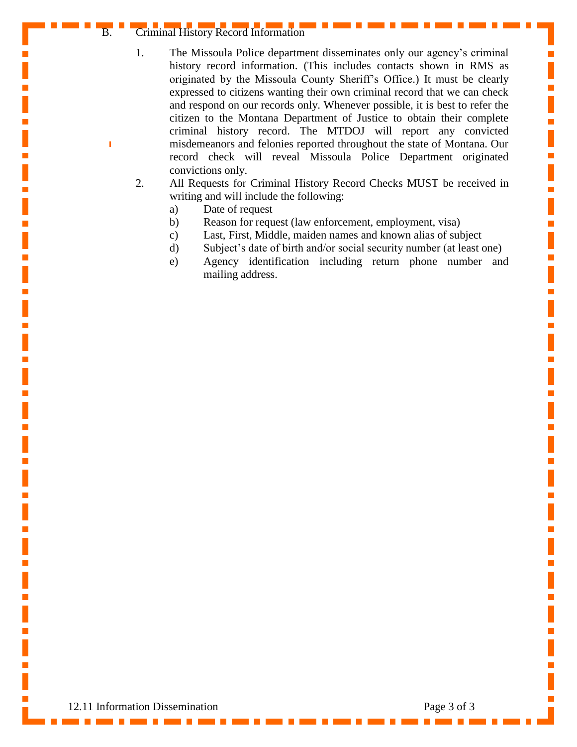B. Criminal History Record Information

1. The Missoula Police department disseminates only our agency's criminal history record information. (This includes contacts shown in RMS as originated by the Missoula County Sheriff's Office.) It must be clearly expressed to citizens wanting their own criminal record that we can check and respond on our records only. Whenever possible, it is best to refer the citizen to the Montana Department of Justice to obtain their complete criminal history record. The MTDOJ will report any convicted misdemeanors and felonies reported throughout the state of Montana. Our record check will reveal Missoula Police Department originated convictions only.

2. All Requests for Criminal History Record Checks MUST be received in writing and will include the following:
   a) Date of request
   b) Reason for request (law enforcement, employment, visa)
   c) Last, First, Middle, maiden names and known alias of subject
   d) Subject's date of birth and/or social security number (at least one)
   e) Agency identification including return phone number and mailing address.